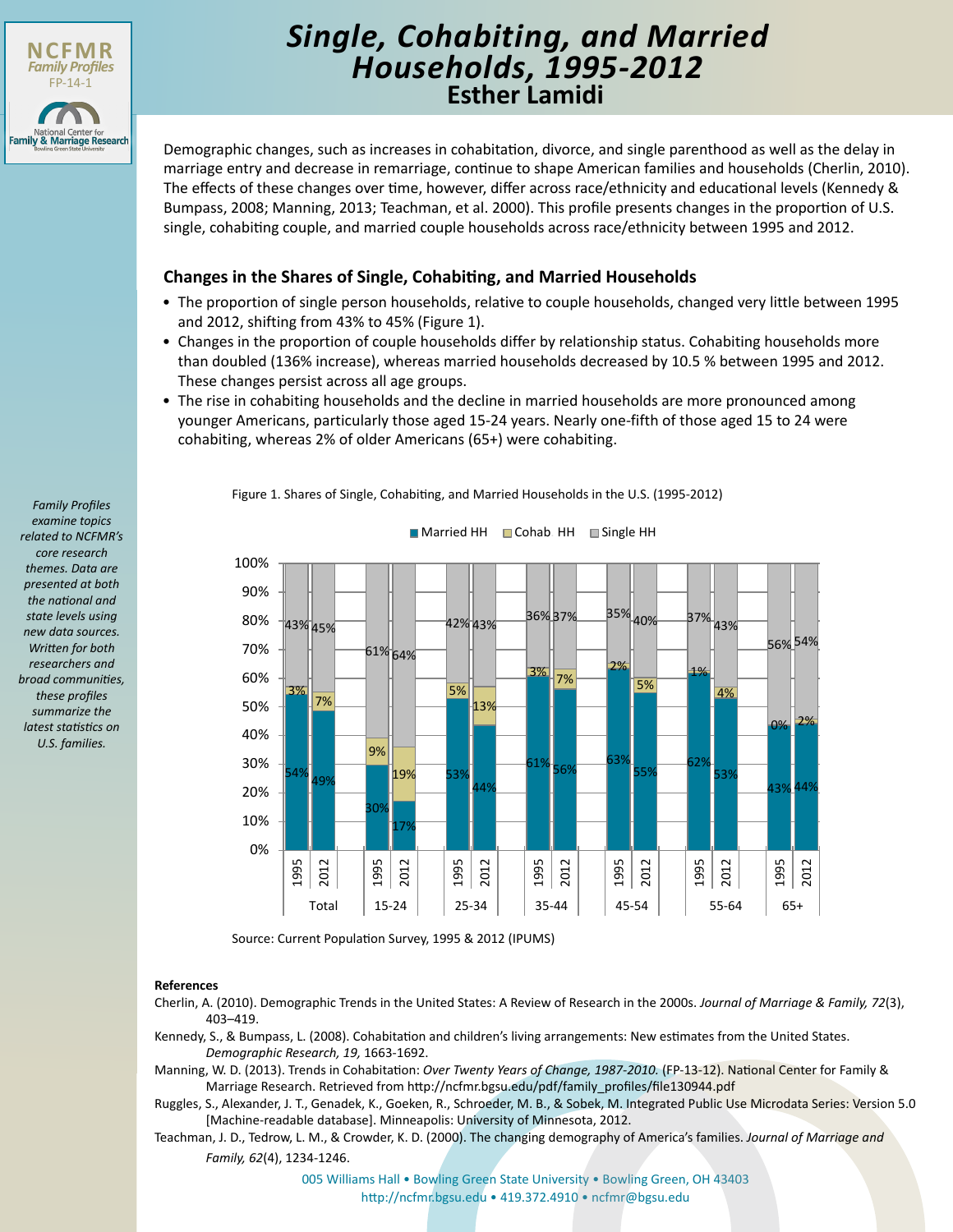# Single, Cohabiting, and Married Households, 1995-2012

## Esther Lamidi

NCFMR Family Profiles FP-14-1

Demographic changes, such as increases in cohabitation, divorce, and single parenthood as well as the delay in marriage entry and decrease in remarriage, continue to shape American families and households (Cherlin, 2010). The effects of these changes over time, however, differ across race/ethnicity and educational levels (Kennedy & Bumpass, 2008; Manning, 2013; Teachman, et al. 2000). This profile presents changes in the proportion of U.S. single, cohabiting couple, and married couple households across race/ethnicity between 1995 and 2012.

### Changes in the Shares of Single, Cohabiting, and Married Households

- The proportion of single person households, relative to couple households, changed very little between 1995 and 2012, shifting from 43% to 45% (Figure 1).
- Changes in the proportion of couple households differ by relationship status. Cohabiting households more than doubled (136% increase), whereas married households decreased by 10.5 % between 1995 and 2012. These changes persist across all age groups.
- The rise in cohabiting households and the decline in married households are more pronounced among younger Americans, particularly those aged 15-24 years. Nearly one-fifth of those aged 15 to 24 were cohabiting, whereas 2% of older Americans (65+) were cohabiting.

*Family Profiles examine topics related to NCFMR's core research themes. Data are presented at both the national and state levels using new data sources. Written for both researchers and broad communities, these profiles summarize the latest statistics on U.S. families.*

Figure 1. Shares of Single, Cohabiting, and Married Households in the U.S. (1995-2012)

| Age group | Year | Married HH | Cohab HH | Single HH |
|---|---|---|---|---|
| Total | 1995 | 54% | 3% | 43% |
| Total | 2012 | 49% | 7% | 45% |
| 15-24 | 1995 | 30% | 9% | 61% |
| 15-24 | 2012 | 17% | 19% | 64% |
| 25-34 | 1995 | 53% | 5% | 42% |
| 25-34 | 2012 | 44% | 13% | 43% |
| 35-44 | 1995 | 61% | 3% | 36% |
| 35-44 | 2012 | 56% | 7% | 37% |
| 45-54 | 1995 | 63% | 2% | 35% |
| 45-54 | 2012 | 55% | 5% | 40% |
| 55-64 | 1995 | 62% | 1% | 37% |
| 55-64 | 2012 | 53% | 4% | 43% |
| 65+ | 1995 | 43% | 0% | 56% |
| 65+ | 2012 | 44% | 2% | 54% |

Source: Current Population Survey, 1995 & 2012 (IPUMS)

**References**

Cherlin, A. (2010). Demographic Trends in the United States: A Review of Research in the 2000s. *Journal of Marriage & Family, 72*(3), 403–419.

Kennedy, S., & Bumpass, L. (2008). Cohabitation and children's living arrangements: New estimates from the United States. *Demographic Research, 19,* 1663-1692.

Manning, W. D. (2013). Trends in Cohabitation: *Over Twenty Years of Change, 1987-2010.* (FP-13-12). National Center for Family & Marriage Research. Retrieved from http://ncfmr.bgsu.edu/pdf/family_profiles/file130944.pdf

Ruggles, S., Alexander, J. T., Genadek, K., Goeken, R., Schroeder, M. B., & Sobek, M. Integrated Public Use Microdata Series: Version 5.0 [Machine-readable database]. Minneapolis: University of Minnesota, 2012.

Teachman, J. D., Tedrow, L. M., & Crowder, K. D. (2000). The changing demography of America's families. *Journal of Marriage and Family, 62*(4), 1234-1246.

005 Williams Hall • Bowling Green State University • Bowling Green, OH 43403
http://ncfmr.bgsu.edu • 419.372.4910 • ncfmr@bgsu.edu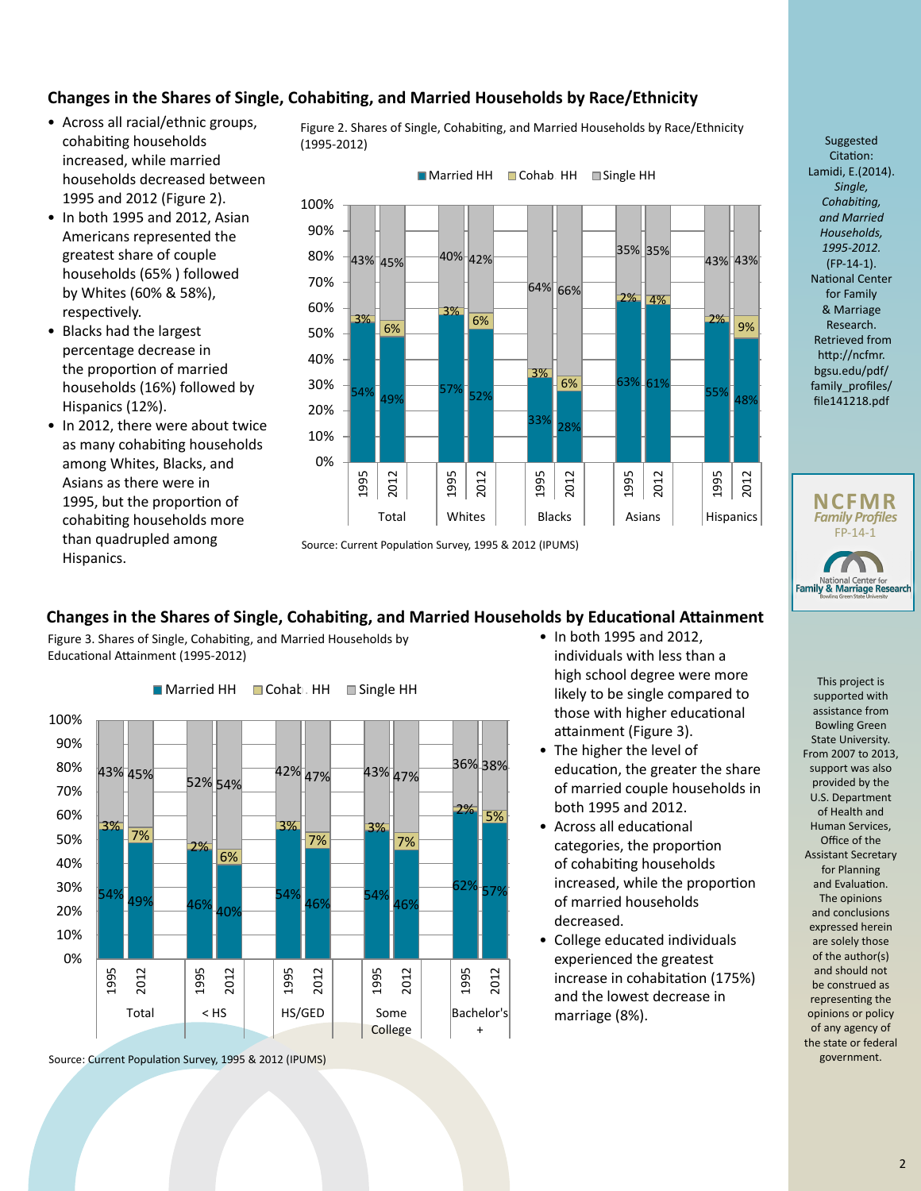## Changes in the Shares of Single, Cohabiting, and Married Households by Race/Ethnicity

- Across all racial/ethnic groups, cohabiting households increased, while married households decreased between 1995 and 2012 (Figure 2).
- In both 1995 and 2012, Asian Americans represented the greatest share of couple households (65% ) followed by Whites (60% & 58%), respectively.
- Blacks had the largest percentage decrease in the proportion of married households (16%) followed by Hispanics (12%).
- In 2012, there were about twice as many cohabiting households among Whites, Blacks, and Asians as there were in 1995, but the proportion of cohabiting households more than quadrupled among Hispanics.

Figure 2. Shares of Single, Cohabiting, and Married Households by Race/Ethnicity (1995-2012)

Married HH
Cohab HH
Single HH

100%
90%
80%
70%
60%
50%
40%
30%
20%
10%
0%

Total: 1995: 54%, 3%, 43%; 2012: 49%, 6%, 45%
Whites: 1995: 57%, 3%, 40%; 2012: 52%, 6%, 42%
Blacks: 1995: 33%, 3%, 64%; 2012: 28%, 6%, 66%
Asians: 1995: 63%, 2%, 35%; 2012: 61%, 4%, 35%
Hispanics: 1995: 55%, 2%, 43%; 2012: 48%, 9%, 43%

Source: Current Population Survey, 1995 & 2012 (IPUMS)

## Changes in the Shares of Single, Cohabiting, and Married Households by Educational Attainment

Figure 3. Shares of Single, Cohabiting, and Married Households by Educational Attainment (1995-2012)

Married HH
Cohab HH
Single HH

100%
90%
80%
70%
60%
50%
40%
30%
20%
10%
0%

Total: 1995: 54%, 3%, 43%; 2012: 49%, 7%, 45%
< HS: 1995: 46%, 2%, 52%; 2012: 40%, 6%, 54%
HS/GED: 1995: 54%, 3%, 42%; 2012: 46%, 7%, 47%
Some College: 1995: 54%, 3%, 43%; 2012: 46%, 7%, 47%
Bachelor's +: 1995: 62%, 2%, 36%; 2012: 57%, 5%, 38%

Source: Current Population Survey, 1995 & 2012 (IPUMS)

- In both 1995 and 2012, individuals with less than a high school degree were more likely to be single compared to those with higher educational attainment (Figure 3).
- The higher the level of education, the greater the share of married couple households in both 1995 and 2012.
- Across all educational categories, the proportion of cohabiting households increased, while the proportion of married households decreased.
- College educated individuals experienced the greatest increase in cohabitation (175%) and the lowest decrease in marriage (8%).

Suggested Citation: Lamidi, E.(2014). *Single, Cohabiting, and Married Households, 1995-2012.* (FP-14-1). National Center for Family & Marriage Research. Retrieved from http://ncfmr.bgsu.edu/pdf/family_profiles/file141218.pdf

NCFMR Family Profiles FP-14-1

National Center for Family & Marriage Research, Bowling Green State University

This project is supported with assistance from Bowling Green State University. From 2007 to 2013, support was also provided by the U.S. Department of Health and Human Services, Office of the Assistant Secretary for Planning and Evaluation. The opinions and conclusions expressed herein are solely those of the author(s) and should not be construed as representing the opinions or policy of any agency of the state or federal government.